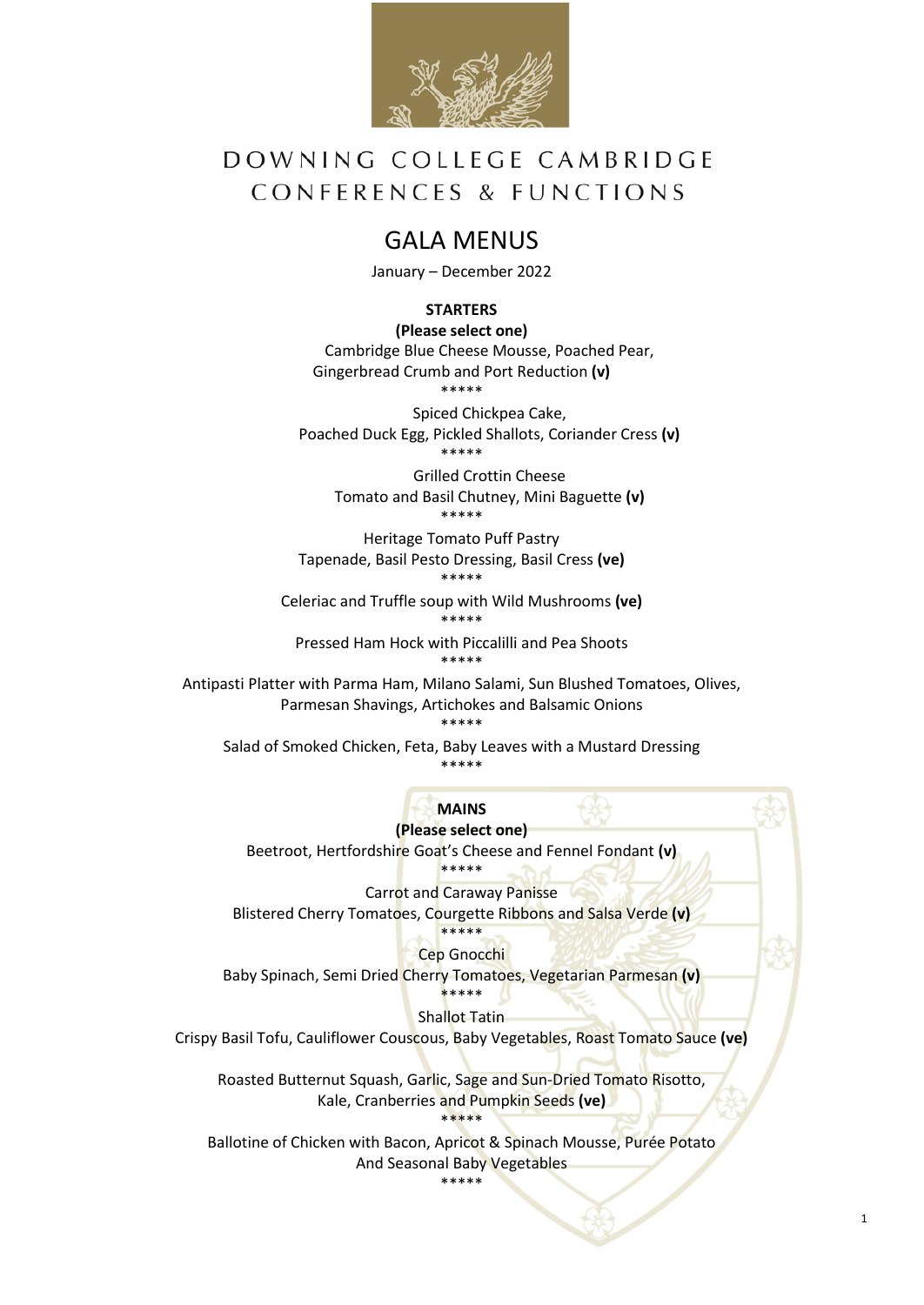# DOWNING COLLEGE CAMBRIDGE
## CONFERENCES & FUNCTIONS

# GALA MENUS

January – December 2022

**STARTERS**

**(Please select one)**

Cambridge Blue Cheese Mousse, Poached Pear,
Gingerbread Crumb and Port Reduction **(v)**

*****

Spiced Chickpea Cake,
Poached Duck Egg, Pickled Shallots, Coriander Cress **(v)**

*****

Grilled Crottin Cheese
Tomato and Basil Chutney, Mini Baguette **(v)**

*****

Heritage Tomato Puff Pastry
Tapenade, Basil Pesto Dressing, Basil Cress **(ve)**

*****

Celeriac and Truffle soup with Wild Mushrooms **(ve)**

*****

Pressed Ham Hock with Piccalilli and Pea Shoots

*****

Antipasti Platter with Parma Ham, Milano Salami, Sun Blushed Tomatoes, Olives,
Parmesan Shavings, Artichokes and Balsamic Onions

*****

Salad of Smoked Chicken, Feta, Baby Leaves with a Mustard Dressing

*****

**MAINS**

**(Please select one)**

Beetroot, Hertfordshire Goat's Cheese and Fennel Fondant **(v)**

*****

Carrot and Caraway Panisse
Blistered Cherry Tomatoes, Courgette Ribbons and Salsa Verde **(v)**

*****

Cep Gnocchi
Baby Spinach, Semi Dried Cherry Tomatoes, Vegetarian Parmesan **(v)**

*****

Shallot Tatin
Crispy Basil Tofu, Cauliflower Couscous, Baby Vegetables, Roast Tomato Sauce **(ve)**

Roasted Butternut Squash, Garlic, Sage and Sun-Dried Tomato Risotto,
Kale, Cranberries and Pumpkin Seeds **(ve)**

*****

Ballotine of Chicken with Bacon, Apricot & Spinach Mousse, Purée Potato
And Seasonal Baby Vegetables

*****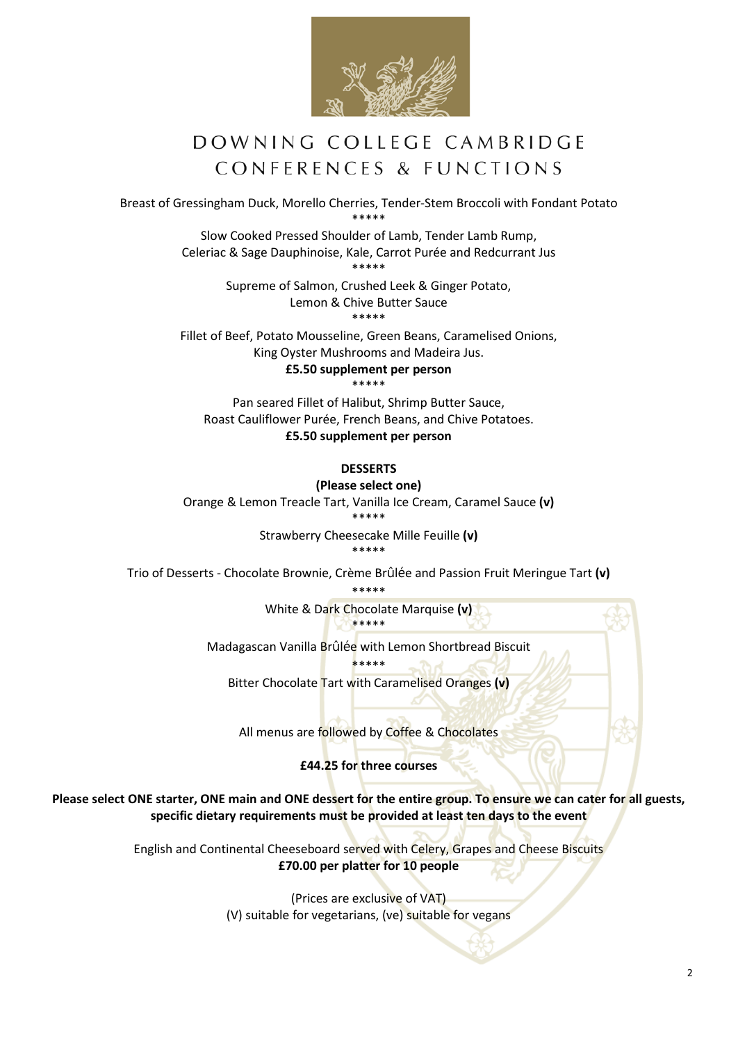# DOWNING COLLEGE CAMBRIDGE
## CONFERENCES & FUNCTIONS

Breast of Gressingham Duck, Morello Cherries, Tender-Stem Broccoli with Fondant Potato

*****

Slow Cooked Pressed Shoulder of Lamb, Tender Lamb Rump,
Celeriac & Sage Dauphinoise, Kale, Carrot Purée and Redcurrant Jus

*****

Supreme of Salmon, Crushed Leek & Ginger Potato,
Lemon & Chive Butter Sauce

*****

Fillet of Beef, Potato Mousseline, Green Beans, Caramelised Onions,
King Oyster Mushrooms and Madeira Jus.
**£5.50 supplement per person**

*****

Pan seared Fillet of Halibut, Shrimp Butter Sauce,
Roast Cauliflower Purée, French Beans, and Chive Potatoes.
**£5.50 supplement per person**

**DESSERTS**
**(Please select one)**

Orange & Lemon Treacle Tart, Vanilla Ice Cream, Caramel Sauce **(v)**

*****

Strawberry Cheesecake Mille Feuille **(v)**

*****

Trio of Desserts - Chocolate Brownie, Crème Brûlée and Passion Fruit Meringue Tart **(v)**

*****

White & Dark Chocolate Marquise **(v)**

*****

Madagascan Vanilla Brûlée with Lemon Shortbread Biscuit

*****

Bitter Chocolate Tart with Caramelised Oranges **(v)**

All menus are followed by Coffee & Chocolates

**£44.25 for three courses**

**Please select ONE starter, ONE main and ONE dessert for the entire group. To ensure we can cater for all guests, specific dietary requirements must be provided at least ten days to the event**

English and Continental Cheeseboard served with Celery, Grapes and Cheese Biscuits
**£70.00 per platter for 10 people**

(Prices are exclusive of VAT)
(V) suitable for vegetarians, (ve) suitable for vegans